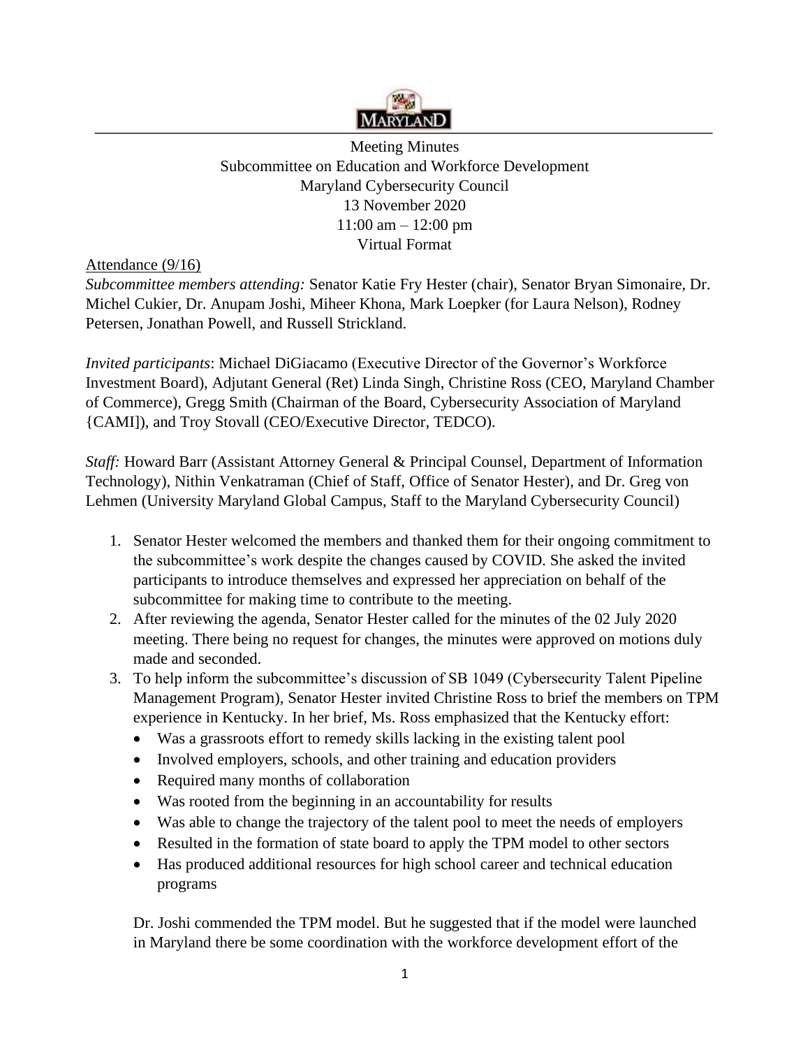Meeting Minutes
Subcommittee on Education and Workforce Development
Maryland Cybersecurity Council
13 November 2020
11:00 am – 12:00 pm
Virtual Format

Attendance (9/16)

*Subcommittee members attending:* Senator Katie Fry Hester (chair), Senator Bryan Simonaire, Dr. Michel Cukier, Dr. Anupam Joshi, Miheer Khona, Mark Loepker (for Laura Nelson), Rodney Petersen, Jonathan Powell, and Russell Strickland.

*Invited participants*: Michael DiGiacamo (Executive Director of the Governor's Workforce Investment Board), Adjutant General (Ret) Linda Singh, Christine Ross (CEO, Maryland Chamber of Commerce), Gregg Smith (Chairman of the Board, Cybersecurity Association of Maryland {CAMI]), and Troy Stovall (CEO/Executive Director, TEDCO).

*Staff:* Howard Barr (Assistant Attorney General & Principal Counsel, Department of Information Technology), Nithin Venkatraman (Chief of Staff, Office of Senator Hester), and Dr. Greg von Lehmen (University Maryland Global Campus, Staff to the Maryland Cybersecurity Council)

1. Senator Hester welcomed the members and thanked them for their ongoing commitment to the subcommittee's work despite the changes caused by COVID. She asked the invited participants to introduce themselves and expressed her appreciation on behalf of the subcommittee for making time to contribute to the meeting.
2. After reviewing the agenda, Senator Hester called for the minutes of the 02 July 2020 meeting. There being no request for changes, the minutes were approved on motions duly made and seconded.
3. To help inform the subcommittee's discussion of SB 1049 (Cybersecurity Talent Pipeline Management Program), Senator Hester invited Christine Ross to brief the members on TPM experience in Kentucky. In her brief, Ms. Ross emphasized that the Kentucky effort:
   - Was a grassroots effort to remedy skills lacking in the existing talent pool
   - Involved employers, schools, and other training and education providers
   - Required many months of collaboration
   - Was rooted from the beginning in an accountability for results
   - Was able to change the trajectory of the talent pool to meet the needs of employers
   - Resulted in the formation of state board to apply the TPM model to other sectors
   - Has produced additional resources for high school career and technical education programs

   Dr. Joshi commended the TPM model. But he suggested that if the model were launched in Maryland there be some coordination with the workforce development effort of the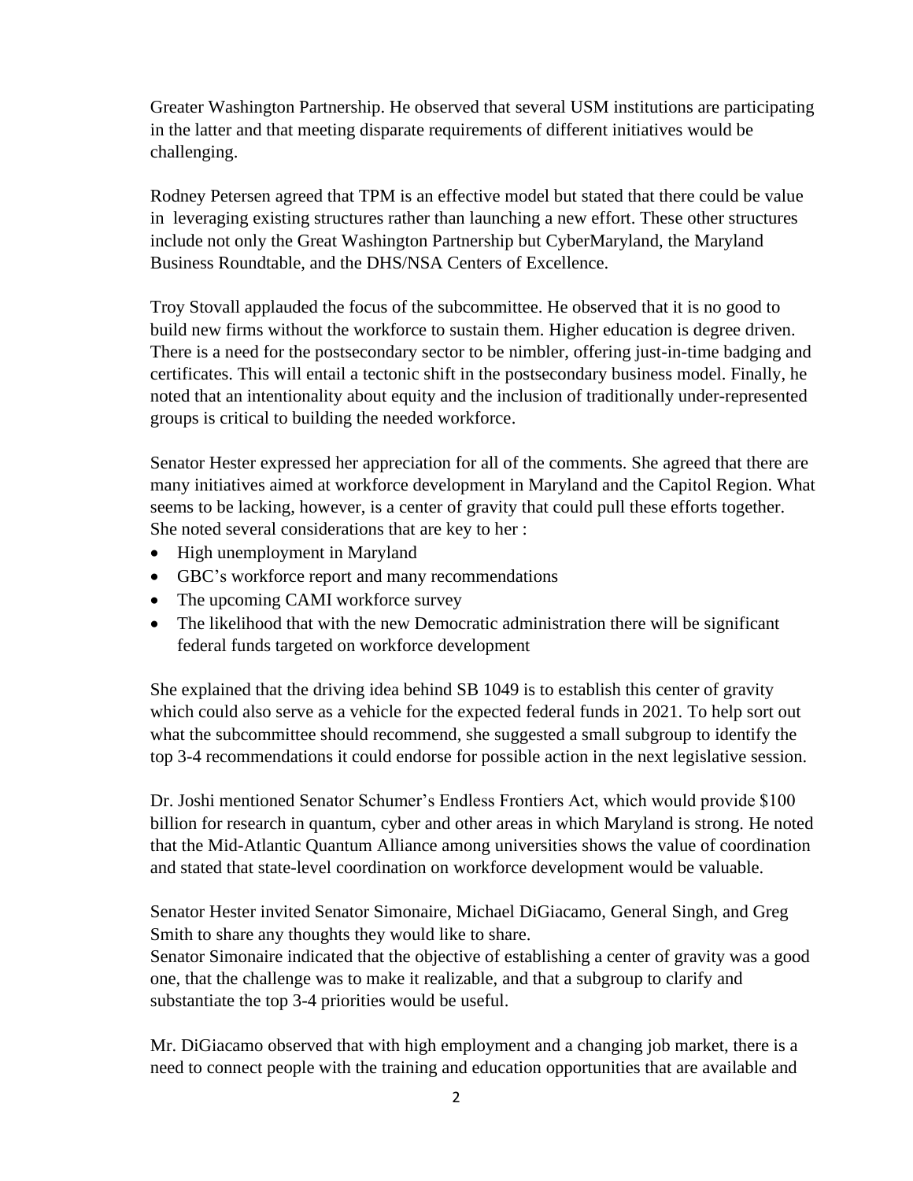Greater Washington Partnership. He observed that several USM institutions are participating in the latter and that meeting disparate requirements of different initiatives would be challenging.

Rodney Petersen agreed that TPM is an effective model but stated that there could be value in leveraging existing structures rather than launching a new effort. These other structures include not only the Great Washington Partnership but CyberMaryland, the Maryland Business Roundtable, and the DHS/NSA Centers of Excellence.

Troy Stovall applauded the focus of the subcommittee. He observed that it is no good to build new firms without the workforce to sustain them. Higher education is degree driven. There is a need for the postsecondary sector to be nimbler, offering just-in-time badging and certificates. This will entail a tectonic shift in the postsecondary business model. Finally, he noted that an intentionality about equity and the inclusion of traditionally under-represented groups is critical to building the needed workforce.

Senator Hester expressed her appreciation for all of the comments. She agreed that there are many initiatives aimed at workforce development in Maryland and the Capitol Region. What seems to be lacking, however, is a center of gravity that could pull these efforts together. She noted several considerations that are key to her :

- High unemployment in Maryland
- GBC's workforce report and many recommendations
- The upcoming CAMI workforce survey
- The likelihood that with the new Democratic administration there will be significant federal funds targeted on workforce development

She explained that the driving idea behind SB 1049 is to establish this center of gravity which could also serve as a vehicle for the expected federal funds in 2021. To help sort out what the subcommittee should recommend, she suggested a small subgroup to identify the top 3-4 recommendations it could endorse for possible action in the next legislative session.

Dr. Joshi mentioned Senator Schumer's Endless Frontiers Act, which would provide $100 billion for research in quantum, cyber and other areas in which Maryland is strong. He noted that the Mid-Atlantic Quantum Alliance among universities shows the value of coordination and stated that state-level coordination on workforce development would be valuable.

Senator Hester invited Senator Simonaire, Michael DiGiacamo, General Singh, and Greg Smith to share any thoughts they would like to share.
Senator Simonaire indicated that the objective of establishing a center of gravity was a good one, that the challenge was to make it realizable, and that a subgroup to clarify and substantiate the top 3-4 priorities would be useful.

Mr. DiGiacamo observed that with high employment and a changing job market, there is a need to connect people with the training and education opportunities that are available and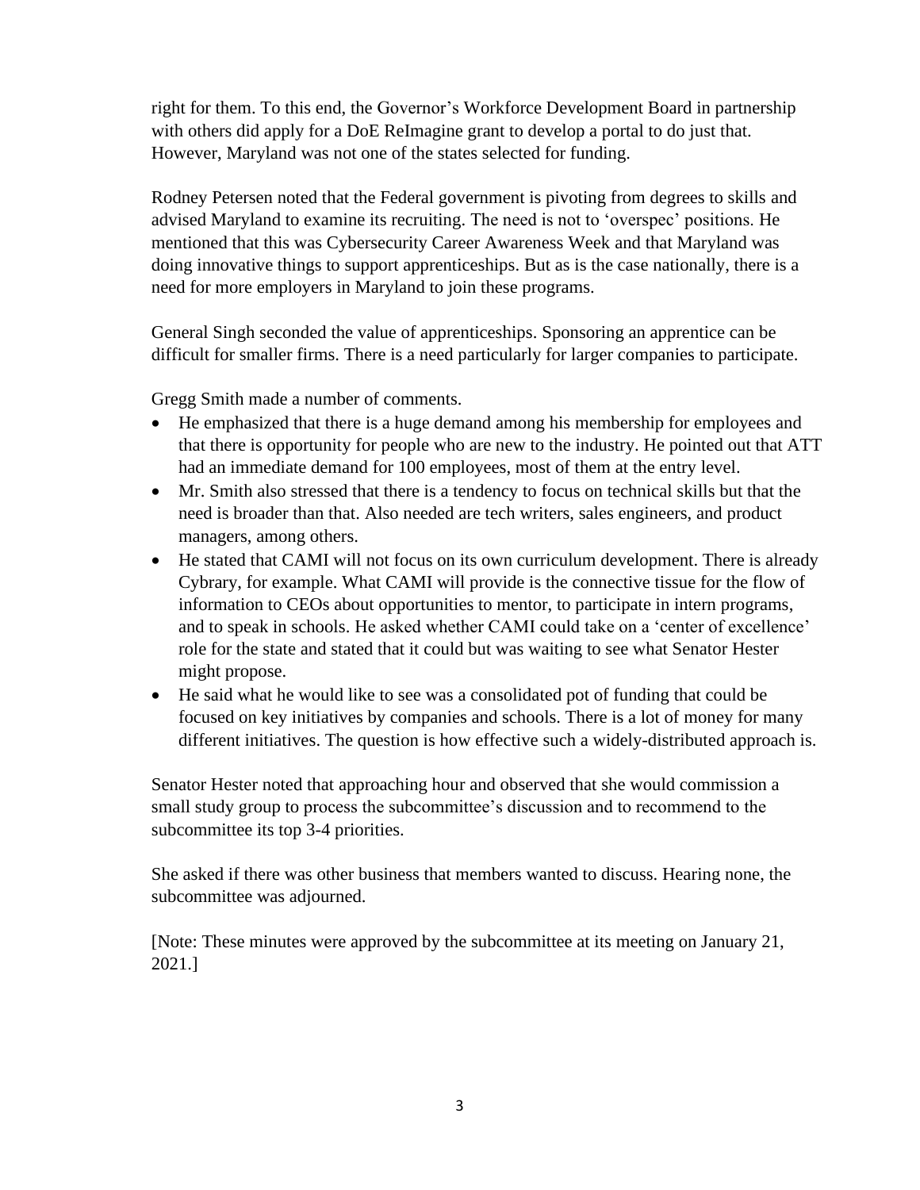right for them. To this end, the Governor's Workforce Development Board in partnership with others did apply for a DoE ReImagine grant to develop a portal to do just that. However, Maryland was not one of the states selected for funding.

Rodney Petersen noted that the Federal government is pivoting from degrees to skills and advised Maryland to examine its recruiting. The need is not to 'overspec' positions. He mentioned that this was Cybersecurity Career Awareness Week and that Maryland was doing innovative things to support apprenticeships. But as is the case nationally, there is a need for more employers in Maryland to join these programs.

General Singh seconded the value of apprenticeships. Sponsoring an apprentice can be difficult for smaller firms. There is a need particularly for larger companies to participate.

Gregg Smith made a number of comments.

- He emphasized that there is a huge demand among his membership for employees and that there is opportunity for people who are new to the industry. He pointed out that ATT had an immediate demand for 100 employees, most of them at the entry level.
- Mr. Smith also stressed that there is a tendency to focus on technical skills but that the need is broader than that. Also needed are tech writers, sales engineers, and product managers, among others.
- He stated that CAMI will not focus on its own curriculum development. There is already Cybrary, for example. What CAMI will provide is the connective tissue for the flow of information to CEOs about opportunities to mentor, to participate in intern programs, and to speak in schools. He asked whether CAMI could take on a 'center of excellence' role for the state and stated that it could but was waiting to see what Senator Hester might propose.
- He said what he would like to see was a consolidated pot of funding that could be focused on key initiatives by companies and schools. There is a lot of money for many different initiatives. The question is how effective such a widely-distributed approach is.

Senator Hester noted that approaching hour and observed that she would commission a small study group to process the subcommittee's discussion and to recommend to the subcommittee its top 3-4 priorities.

She asked if there was other business that members wanted to discuss. Hearing none, the subcommittee was adjourned.

[Note: These minutes were approved by the subcommittee at its meeting on January 21, 2021.]